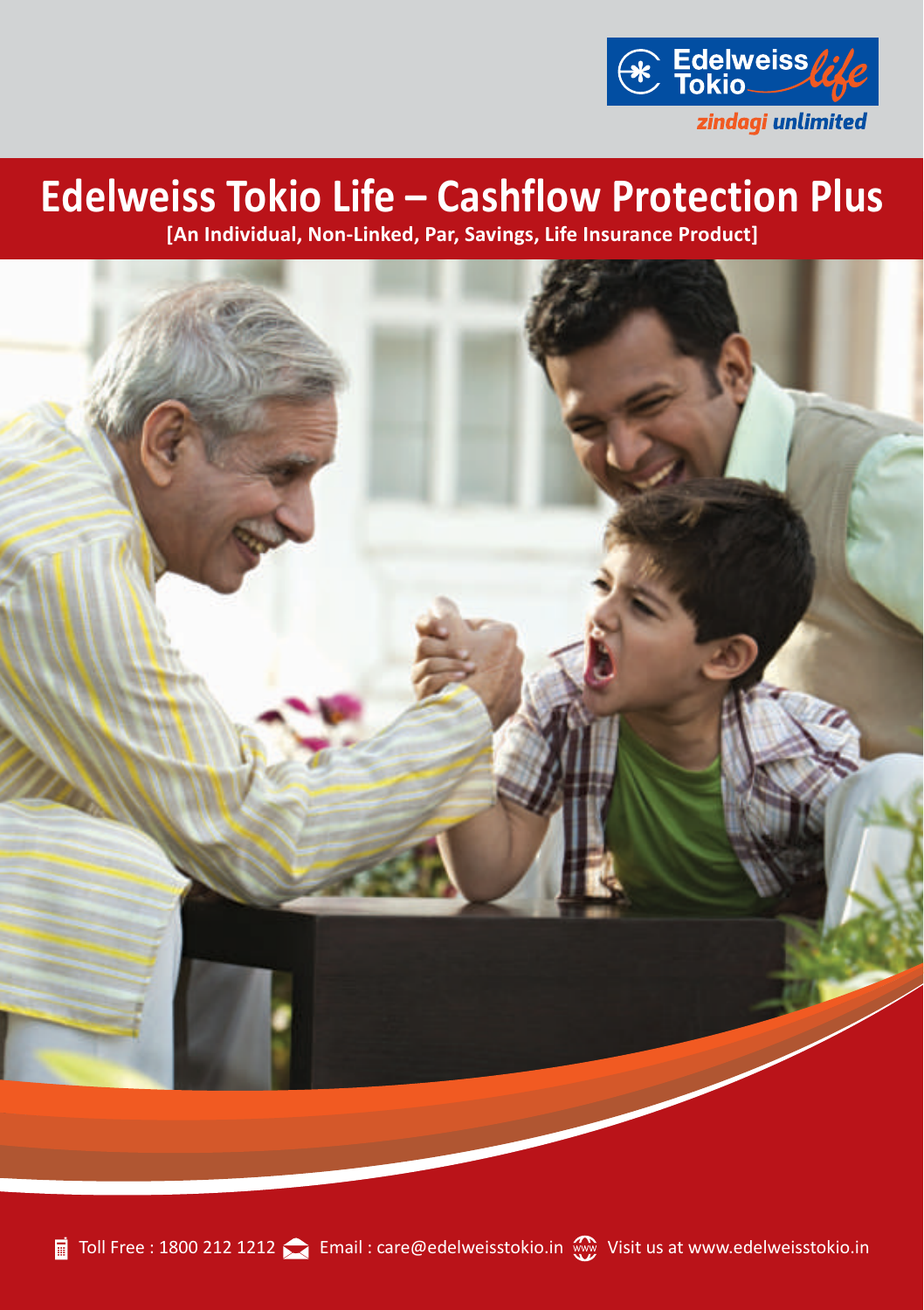Edelweiss Tokio life

*zindagi unlimited*

# Edelweiss Tokio Life – Cashflow Protection Plus

**[An Individual, Non-Linked, Par, Savings, Life Insurance Product]**

Toll Free : 1800 212 1212 Email : care@edelweisstokio.in Visit us at www.edelweisstokio.in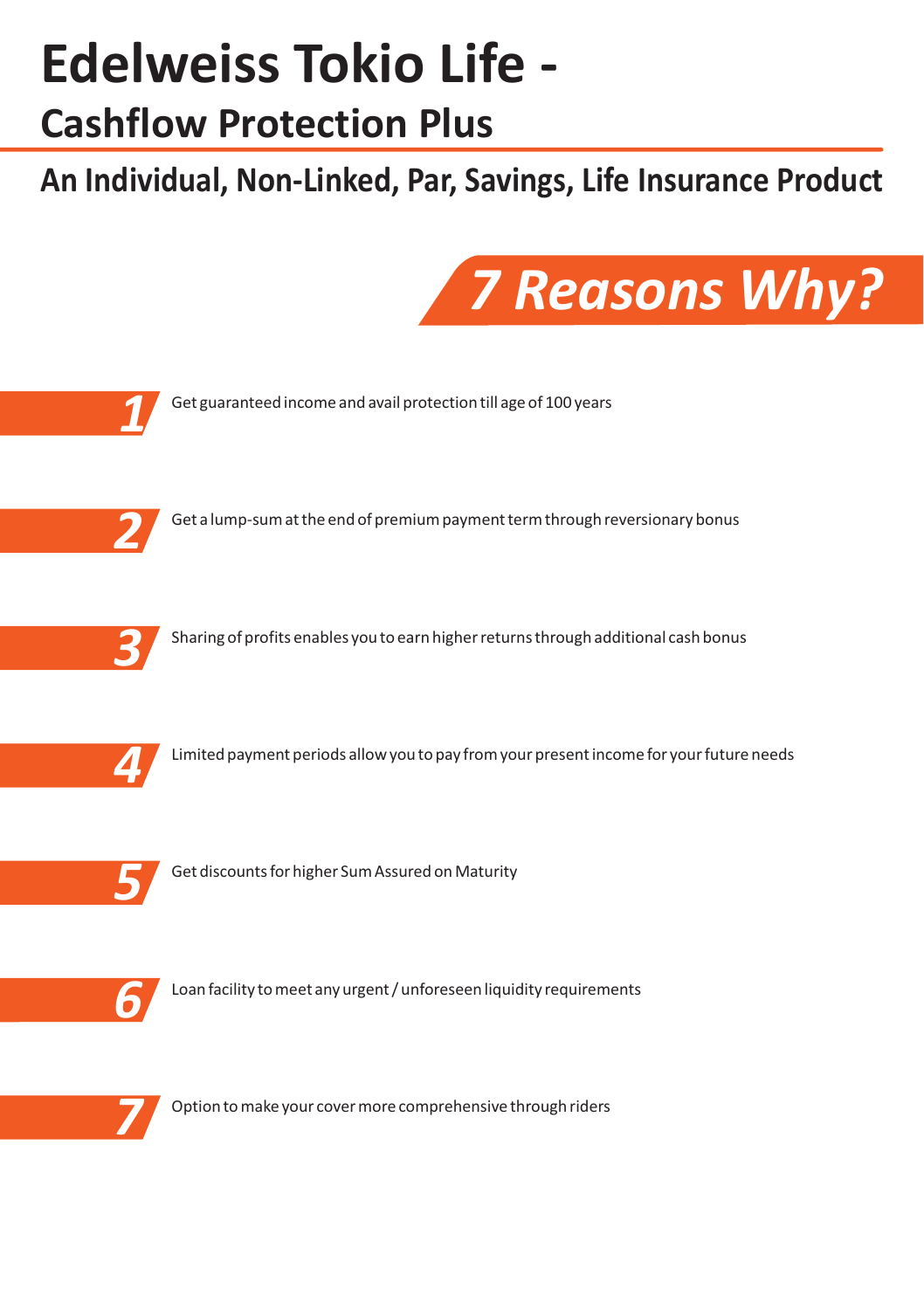# Edelweiss Tokio Life -

## Cashflow Protection Plus

## An Individual, Non-Linked, Par, Savings, Life Insurance Product

## 7 Reasons Why?

1. Get guaranteed income and avail protection till age of 100 years

2. Get a lump-sum at the end of premium payment term through reversionary bonus

3. Sharing of profits enables you to earn higher returns through additional cash bonus

4. Limited payment periods allow you to pay from your present income for your future needs

5. Get discounts for higher Sum Assured on Maturity

6. Loan facility to meet any urgent / unforeseen liquidity requirements

7. Option to make your cover more comprehensive through riders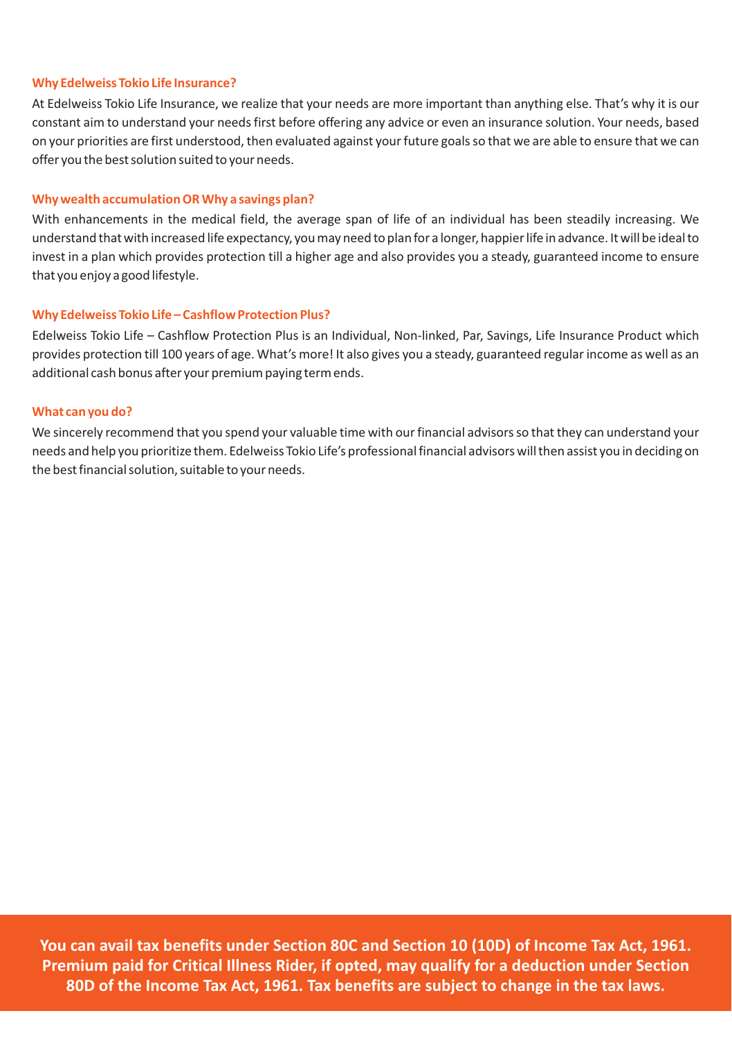### Why Edelweiss Tokio Life Insurance?

At Edelweiss Tokio Life Insurance, we realize that your needs are more important than anything else. That's why it is our constant aim to understand your needs first before offering any advice or even an insurance solution. Your needs, based on your priorities are first understood, then evaluated against your future goals so that we are able to ensure that we can offer you the best solution suited to your needs.

### Why wealth accumulation OR Why a savings plan?

With enhancements in the medical field, the average span of life of an individual has been steadily increasing. We understand that with increased life expectancy, you may need to plan for a longer, happier life in advance. It will be ideal to invest in a plan which provides protection till a higher age and also provides you a steady, guaranteed income to ensure that you enjoy a good lifestyle.

### Why Edelweiss Tokio Life – Cashflow Protection Plus?

Edelweiss Tokio Life – Cashflow Protection Plus is an Individual, Non-linked, Par, Savings, Life Insurance Product which provides protection till 100 years of age. What's more! It also gives you a steady, guaranteed regular income as well as an additional cash bonus after your premium paying term ends.

### What can you do?

We sincerely recommend that you spend your valuable time with our financial advisors so that they can understand your needs and help you prioritize them. Edelweiss Tokio Life's professional financial advisors will then assist you in deciding on the best financial solution, suitable to your needs.

**You can avail tax benefits under Section 80C and Section 10 (10D) of Income Tax Act, 1961. Premium paid for Critical Illness Rider, if opted, may qualify for a deduction under Section 80D of the Income Tax Act, 1961. Tax benefits are subject to change in the tax laws.**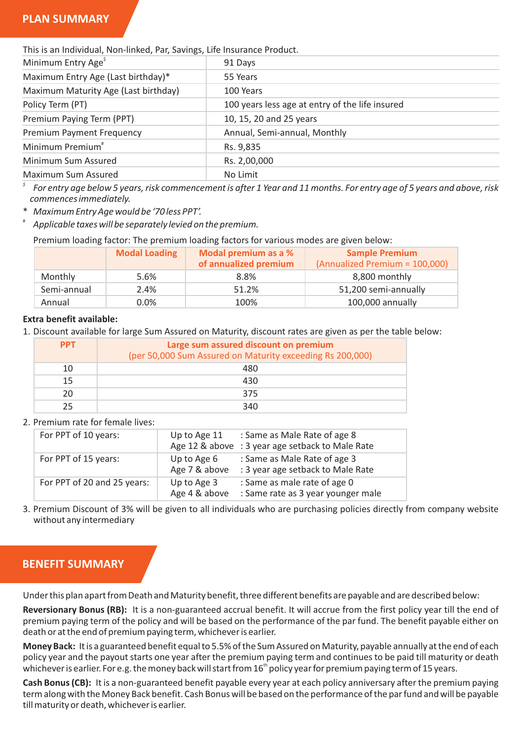## PLAN SUMMARY

This is an Individual, Non-linked, Par, Savings, Life Insurance Product.

| | |
|---|---|
| Minimum Entry Age[$] | 91 Days |
| Maximum Entry Age (Last birthday)* | 55 Years |
| Maximum Maturity Age (Last birthday) | 100 Years |
| Policy Term (PT) | 100 years less age at entry of the life insured |
| Premium Paying Term (PPT) | 10, 15, 20 and 25 years |
| Premium Payment Frequency | Annual, Semi-annual, Monthly |
| Minimum Premium[#] | Rs. 9,835 |
| Minimum Sum Assured | Rs. 2,00,000 |
| Maximum Sum Assured | No Limit |

$ *For entry age below 5 years, risk commencement is after 1 Year and 11 months. For entry age of 5 years and above, risk commences immediately.*

\* *Maximum Entry Age would be '70 less PPT'.*

\# *Applicable taxes will be separately levied on the premium.*

Premium loading factor: The premium loading factors for various modes are given below:

| | Modal Loading | Modal premium as a % of annualized premium | Sample Premium (Annualized Premium = 100,000) |
|---|---|---|---|
| Monthly | 5.6% | 8.8% | 8,800 monthly |
| Semi-annual | 2.4% | 51.2% | 51,200 semi-annually |
| Annual | 0.0% | 100% | 100,000 annually |

**Extra benefit available:**

1. Discount available for large Sum Assured on Maturity, discount rates are given as per the table below:

| PPT | Large sum assured discount on premium (per 50,000 Sum Assured on Maturity exceeding Rs 200,000) |
|---|---|
| 10 | 480 |
| 15 | 430 |
| 20 | 375 |
| 25 | 340 |

2. Premium rate for female lives:

| | | |
|---|---|---|
| For PPT of 10 years: | Up to Age 11 | : Same as Male Rate of age 8 |
| | Age 12 & above | : 3 year age setback to Male Rate |
| For PPT of 15 years: | Up to Age 6 | : Same as Male Rate of age 3 |
| | Age 7 & above | : 3 year age setback to Male Rate |
| For PPT of 20 and 25 years: | Up to Age 3 | : Same as male rate of age 0 |
| | Age 4 & above | : Same rate as 3 year younger male |

3. Premium Discount of 3% will be given to all individuals who are purchasing policies directly from company website without any intermediary

## BENEFIT SUMMARY

Under this plan apart from Death and Maturity benefit, three different benefits are payable and are described below:

**Reversionary Bonus (RB):** It is a non-guaranteed accrual benefit. It will accrue from the first policy year till the end of premium paying term of the policy and will be based on the performance of the par fund. The benefit payable either on death or at the end of premium paying term, whichever is earlier.

**Money Back:** It is a guaranteed benefit equal to 5.5% of the Sum Assured on Maturity, payable annually at the end of each policy year and the payout starts one year after the premium paying term and continues to be paid till maturity or death whichever is earlier. For e.g. the money back will start from 16th policy year for premium paying term of 15 years.

**Cash Bonus (CB):** It is a non-guaranteed benefit payable every year at each policy anniversary after the premium paying term along with the Money Back benefit. Cash Bonus will be based on the performance of the par fund and will be payable till maturity or death, whichever is earlier.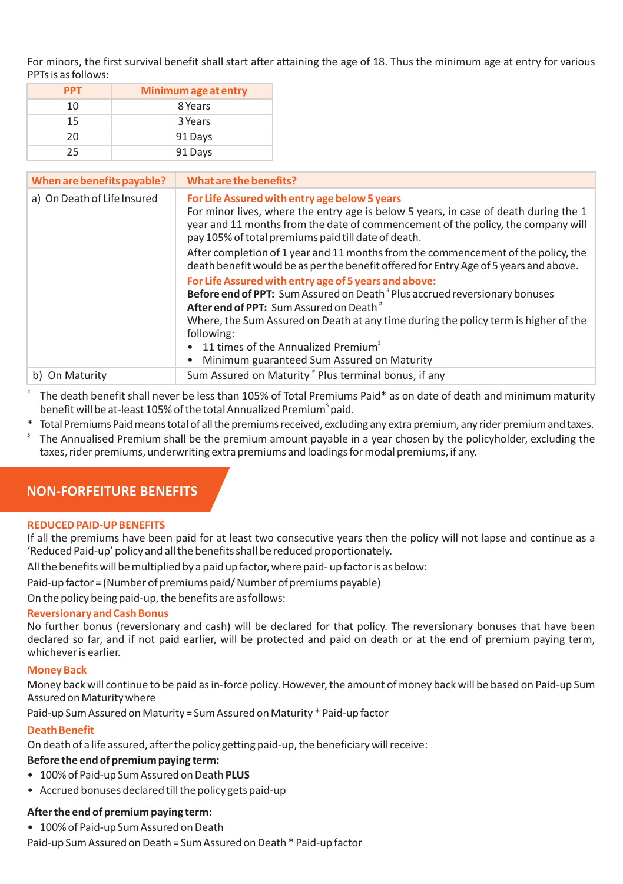For minors, the first survival benefit shall start after attaining the age of 18. Thus the minimum age at entry for various PPTs is as follows:

| PPT | Minimum age at entry |
|---|---|
| 10 | 8 Years |
| 15 | 3 Years |
| 20 | 91 Days |
| 25 | 91 Days |

| When are benefits payable? | What are the benefits? |
|---|---|
| a) On Death of Life Insured | **For Life Assured with entry age below 5 years**<br>For minor lives, where the entry age is below 5 years, in case of death during the 1 year and 11 months from the date of commencement of the policy, the company will pay 105% of total premiums paid till date of death.<br>After completion of 1 year and 11 months from the commencement of the policy, the death benefit would be as per the benefit offered for Entry Age of 5 years and above.<br>**For Life Assured with entry age of 5 years and above:**<br>**Before end of PPT:** Sum Assured on Death # Plus accrued reversionary bonuses<br>**After end of PPT:** Sum Assured on Death #<br>Where, the Sum Assured on Death at any time during the policy term is higher of the following:<br>• 11 times of the Annualized Premium $<br>• Minimum guaranteed Sum Assured on Maturity |
| b) On Maturity | Sum Assured on Maturity # Plus terminal bonus, if any |

# The death benefit shall never be less than 105% of Total Premiums Paid* as on date of death and minimum maturity benefit will be at-least 105% of the total Annualized Premium $ paid.

* Total Premiums Paid means total of all the premiums received, excluding any extra premium, any rider premium and taxes.

$ The Annualised Premium shall be the premium amount payable in a year chosen by the policyholder, excluding the taxes, rider premiums, underwriting extra premiums and loadings for modal premiums, if any.

## NON-FORFEITURE BENEFITS

### REDUCED PAID-UP BENEFITS

If all the premiums have been paid for at least two consecutive years then the policy will not lapse and continue as a 'Reduced Paid-up' policy and all the benefits shall be reduced proportionately.

All the benefits will be multiplied by a paid up factor, where paid- up factor is as below:

Paid-up factor = (Number of premiums paid/ Number of premiums payable)

On the policy being paid-up, the benefits are as follows:

#### Reversionary and Cash Bonus

No further bonus (reversionary and cash) will be declared for that policy. The reversionary bonuses that have been declared so far, and if not paid earlier, will be protected and paid on death or at the end of premium paying term, whichever is earlier.

#### Money Back

Money back will continue to be paid as in-force policy. However, the amount of money back will be based on Paid-up Sum Assured on Maturity where

Paid-up Sum Assured on Maturity = Sum Assured on Maturity * Paid-up factor

#### Death Benefit

On death of a life assured, after the policy getting paid-up, the beneficiary will receive:

**Before the end of premium paying term:**

- 100% of Paid-up Sum Assured on Death **PLUS**
- Accrued bonuses declared till the policy gets paid-up

**After the end of premium paying term:**

- 100% of Paid-up Sum Assured on Death

Paid-up Sum Assured on Death = Sum Assured on Death * Paid-up factor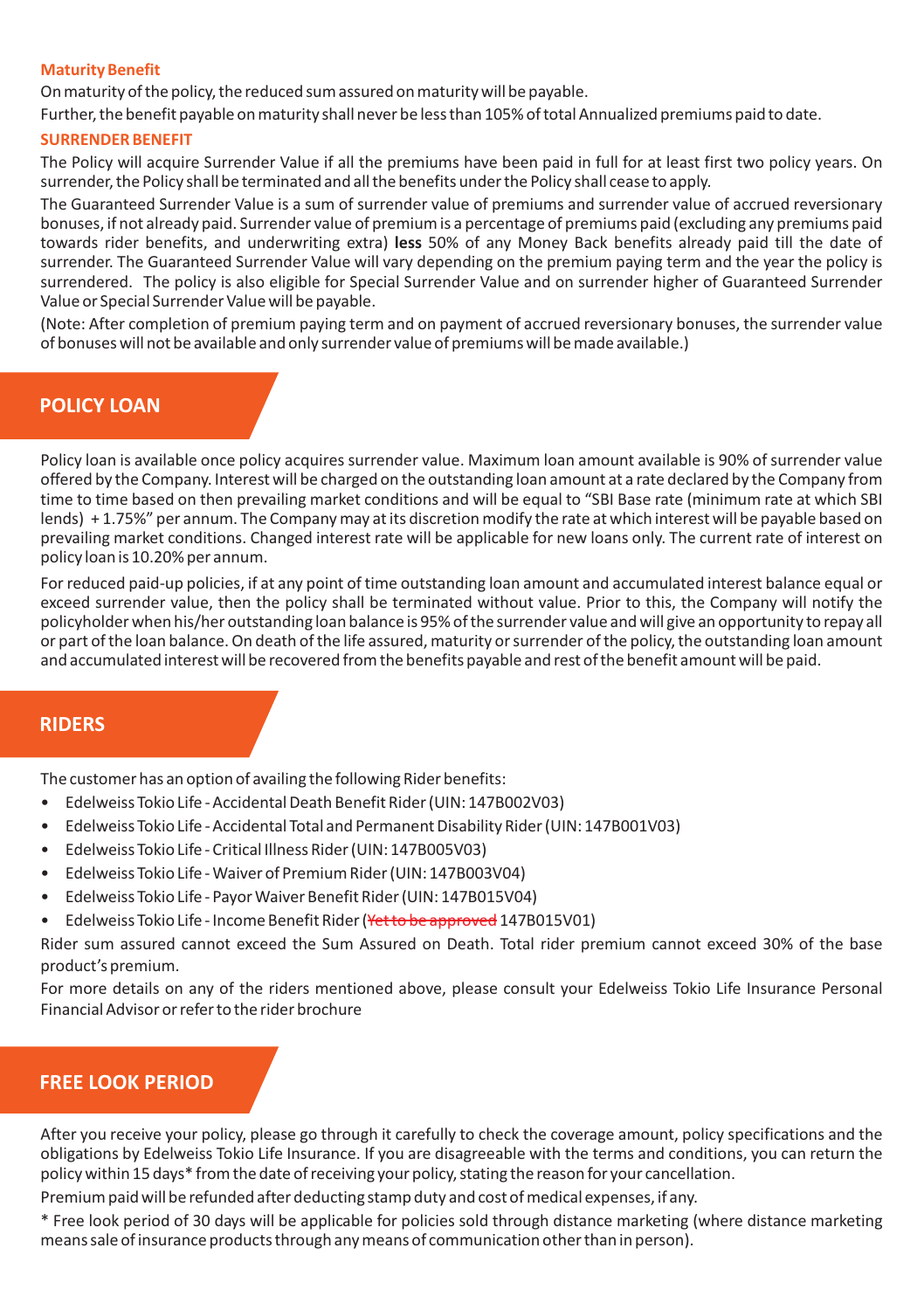### Maturity Benefit

On maturity of the policy, the reduced sum assured on maturity will be payable.

Further, the benefit payable on maturity shall never be less than 105% of total Annualized premiums paid to date.

### SURRENDER BENEFIT

The Policy will acquire Surrender Value if all the premiums have been paid in full for at least first two policy years. On surrender, the Policy shall be terminated and all the benefits under the Policy shall cease to apply.

The Guaranteed Surrender Value is a sum of surrender value of premiums and surrender value of accrued reversionary bonuses, if not already paid. Surrender value of premium is a percentage of premiums paid (excluding any premiums paid towards rider benefits, and underwriting extra) **less** 50% of any Money Back benefits already paid till the date of surrender. The Guaranteed Surrender Value will vary depending on the premium paying term and the year the policy is surrendered. The policy is also eligible for Special Surrender Value and on surrender higher of Guaranteed Surrender Value or Special Surrender Value will be payable.

(Note: After completion of premium paying term and on payment of accrued reversionary bonuses, the surrender value of bonuses will not be available and only surrender value of premiums will be made available.)

## POLICY LOAN

Policy loan is available once policy acquires surrender value. Maximum loan amount available is 90% of surrender value offered by the Company. Interest will be charged on the outstanding loan amount at a rate declared by the Company from time to time based on then prevailing market conditions and will be equal to "SBI Base rate (minimum rate at which SBI lends) + 1.75%" per annum. The Company may at its discretion modify the rate at which interest will be payable based on prevailing market conditions. Changed interest rate will be applicable for new loans only. The current rate of interest on policy loan is 10.20% per annum.

For reduced paid-up policies, if at any point of time outstanding loan amount and accumulated interest balance equal or exceed surrender value, then the policy shall be terminated without value. Prior to this, the Company will notify the policyholder when his/her outstanding loan balance is 95% of the surrender value and will give an opportunity to repay all or part of the loan balance. On death of the life assured, maturity or surrender of the policy, the outstanding loan amount and accumulated interest will be recovered from the benefits payable and rest of the benefit amount will be paid.

## RIDERS

The customer has an option of availing the following Rider benefits:

- Edelweiss Tokio Life - Accidental Death Benefit Rider (UIN: 147B002V03)
- Edelweiss Tokio Life - Accidental Total and Permanent Disability Rider (UIN: 147B001V03)
- Edelweiss Tokio Life - Critical Illness Rider (UIN: 147B005V03)
- Edelweiss Tokio Life - Waiver of Premium Rider (UIN: 147B003V04)
- Edelweiss Tokio Life - Payor Waiver Benefit Rider (UIN: 147B015V04)
- Edelweiss Tokio Life - Income Benefit Rider (~~Yet to be approved~~ 147B015V01)

Rider sum assured cannot exceed the Sum Assured on Death. Total rider premium cannot exceed 30% of the base product's premium.

For more details on any of the riders mentioned above, please consult your Edelweiss Tokio Life Insurance Personal Financial Advisor or refer to the rider brochure

## FREE LOOK PERIOD

After you receive your policy, please go through it carefully to check the coverage amount, policy specifications and the obligations by Edelweiss Tokio Life Insurance. If you are disagreeable with the terms and conditions, you can return the policy within 15 days* from the date of receiving your policy, stating the reason for your cancellation.

Premium paid will be refunded after deducting stamp duty and cost of medical expenses, if any.

* Free look period of 30 days will be applicable for policies sold through distance marketing (where distance marketing means sale of insurance products through any means of communication other than in person).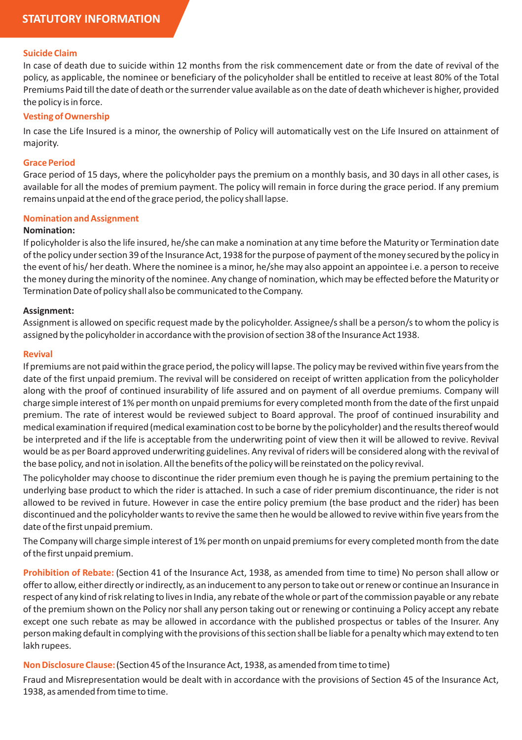# STATUTORY INFORMATION

### Suicide Claim

In case of death due to suicide within 12 months from the risk commencement date or from the date of revival of the policy, as applicable, the nominee or beneficiary of the policyholder shall be entitled to receive at least 80% of the Total Premiums Paid till the date of death or the surrender value available as on the date of death whichever is higher, provided the policy is in force.

### Vesting of Ownership

In case the Life Insured is a minor, the ownership of Policy will automatically vest on the Life Insured on attainment of majority.

### Grace Period

Grace period of 15 days, where the policyholder pays the premium on a monthly basis, and 30 days in all other cases, is available for all the modes of premium payment. The policy will remain in force during the grace period. If any premium remains unpaid at the end of the grace period, the policy shall lapse.

### Nomination and Assignment

**Nomination:**

If policyholder is also the life insured, he/she can make a nomination at any time before the Maturity or Termination date of the policy under section 39 of the Insurance Act, 1938 for the purpose of payment of the money secured by the policy in the event of his/ her death. Where the nominee is a minor, he/she may also appoint an appointee i.e. a person to receive the money during the minority of the nominee. Any change of nomination, which may be effected before the Maturity or Termination Date of policy shall also be communicated to the Company.

**Assignment:**

Assignment is allowed on specific request made by the policyholder. Assignee/s shall be a person/s to whom the policy is assigned by the policyholder in accordance with the provision of section 38 of the Insurance Act 1938.

### Revival

If premiums are not paid within the grace period, the policy will lapse. The policy may be revived within five years from the date of the first unpaid premium. The revival will be considered on receipt of written application from the policyholder along with the proof of continued insurability of life assured and on payment of all overdue premiums. Company will charge simple interest of 1% per month on unpaid premiums for every completed month from the date of the first unpaid premium. The rate of interest would be reviewed subject to Board approval. The proof of continued insurability and medical examination if required (medical examination cost to be borne by the policyholder) and the results thereof would be interpreted and if the life is acceptable from the underwriting point of view then it will be allowed to revive. Revival would be as per Board approved underwriting guidelines. Any revival of riders will be considered along with the revival of the base policy, and not in isolation. All the benefits of the policy will be reinstated on the policy revival.

The policyholder may choose to discontinue the rider premium even though he is paying the premium pertaining to the underlying base product to which the rider is attached. In such a case of rider premium discontinuance, the rider is not allowed to be revived in future. However in case the entire policy premium (the base product and the rider) has been discontinued and the policyholder wants to revive the same then he would be allowed to revive within five years from the date of the first unpaid premium.

The Company will charge simple interest of 1% per month on unpaid premiums for every completed month from the date of the first unpaid premium.

**Prohibition of Rebate:** (Section 41 of the Insurance Act, 1938, as amended from time to time) No person shall allow or offer to allow, either directly or indirectly, as an inducement to any person to take out or renew or continue an Insurance in respect of any kind of risk relating to lives in India, any rebate of the whole or part of the commission payable or any rebate of the premium shown on the Policy nor shall any person taking out or renewing or continuing a Policy accept any rebate except one such rebate as may be allowed in accordance with the published prospectus or tables of the Insurer. Any person making default in complying with the provisions of this section shall be liable for a penalty which may extend to ten lakh rupees.

**Non Disclosure Clause:** (Section 45 of the Insurance Act, 1938, as amended from time to time)

Fraud and Misrepresentation would be dealt with in accordance with the provisions of Section 45 of the Insurance Act, 1938, as amended from time to time.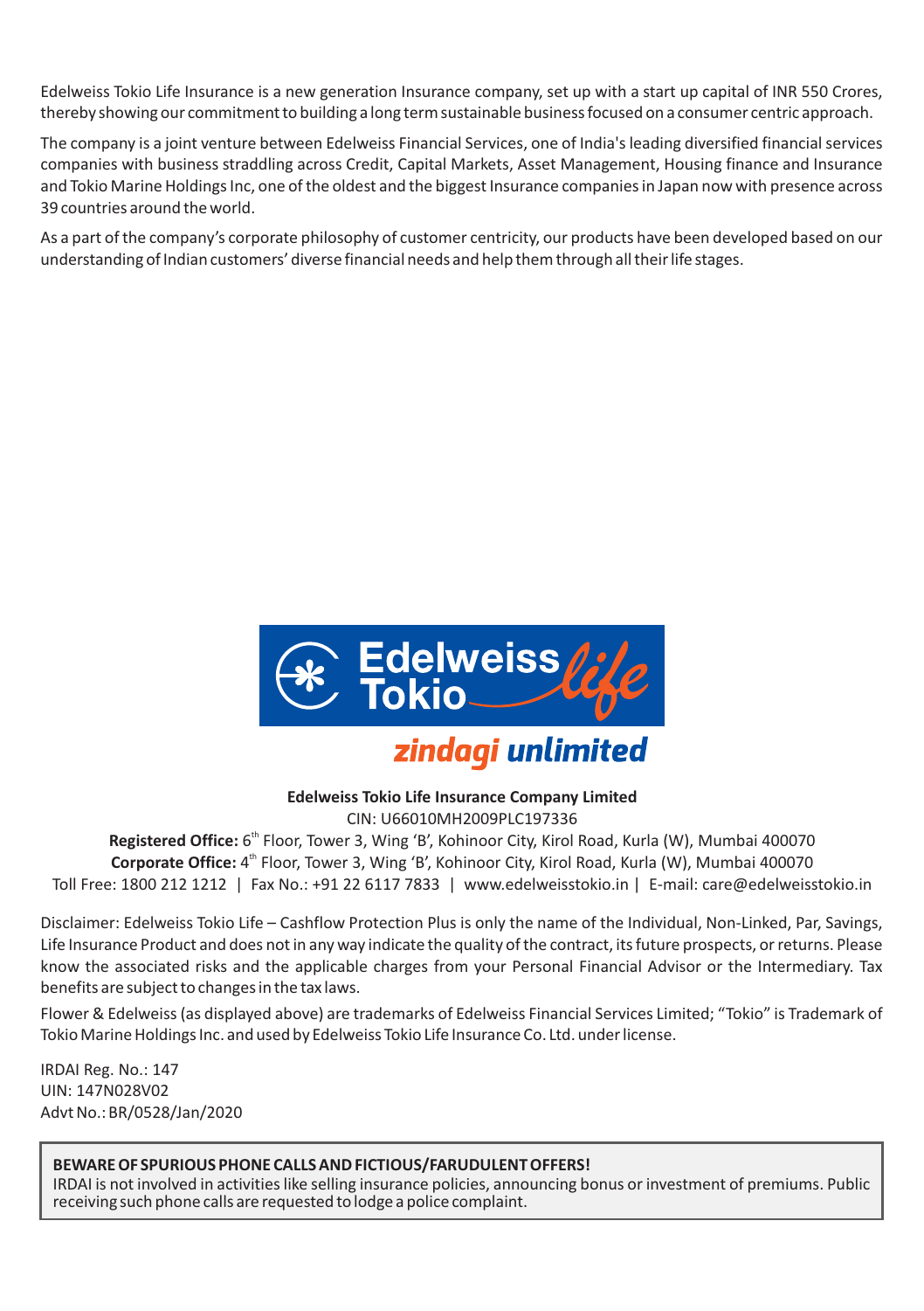Edelweiss Tokio Life Insurance is a new generation Insurance company, set up with a start up capital of INR 550 Crores, thereby showing our commitment to building a long term sustainable business focused on a consumer centric approach.

The company is a joint venture between Edelweiss Financial Services, one of India's leading diversified financial services companies with business straddling across Credit, Capital Markets, Asset Management, Housing finance and Insurance and Tokio Marine Holdings Inc, one of the oldest and the biggest Insurance companies in Japan now with presence across 39 countries around the world.

As a part of the company's corporate philosophy of customer centricity, our products have been developed based on our understanding of Indian customers' diverse financial needs and help them through all their life stages.

Edelweiss Tokio life

zindagi unlimited

**Edelweiss Tokio Life Insurance Company Limited**

CIN: U66010MH2009PLC197336

**Registered Office:** 6th Floor, Tower 3, Wing 'B', Kohinoor City, Kirol Road, Kurla (W), Mumbai 400070

**Corporate Office:** 4th Floor, Tower 3, Wing 'B', Kohinoor City, Kirol Road, Kurla (W), Mumbai 400070

Toll Free: 1800 212 1212 | Fax No.: +91 22 6117 7833 | www.edelweisstokio.in | E-mail: care@edelweisstokio.in

Disclaimer: Edelweiss Tokio Life – Cashflow Protection Plus is only the name of the Individual, Non-Linked, Par, Savings, Life Insurance Product and does not in any way indicate the quality of the contract, its future prospects, or returns. Please know the associated risks and the applicable charges from your Personal Financial Advisor or the Intermediary. Tax benefits are subject to changes in the tax laws.

Flower & Edelweiss (as displayed above) are trademarks of Edelweiss Financial Services Limited; "Tokio" is Trademark of Tokio Marine Holdings Inc. and used by Edelweiss Tokio Life Insurance Co. Ltd. under license.

IRDAI Reg. No.: 147
UIN: 147N028V02
Advt No.: BR/0528/Jan/2020

**BEWARE OF SPURIOUS PHONE CALLS AND FICTIOUS/FARUDULENT OFFERS!**
IRDAI is not involved in activities like selling insurance policies, announcing bonus or investment of premiums. Public receiving such phone calls are requested to lodge a police complaint.